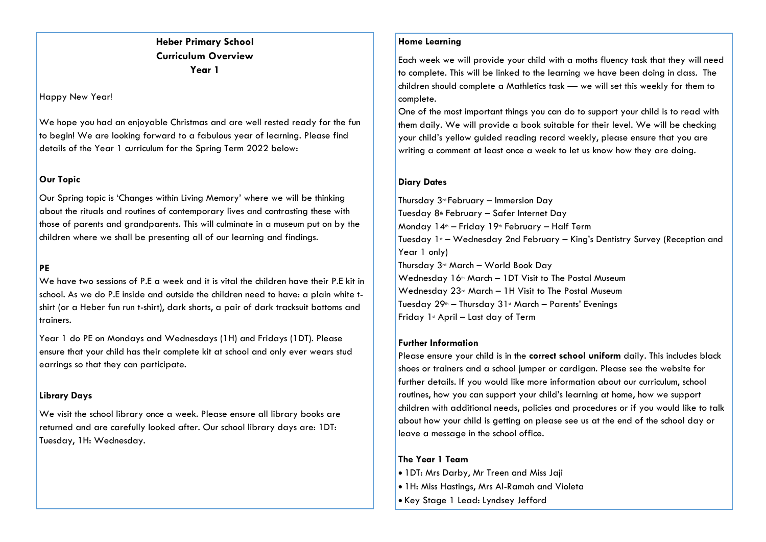# Heber Primary School
## Curriculum Overview
### Year 1

Happy New Year!

We hope you had an enjoyable Christmas and are well rested ready for the fun to begin! We are looking forward to a fabulous year of learning. Please find details of the Year 1 curriculum for the Spring Term 2022 below:

**Our Topic**

Our Spring topic is 'Changes within Living Memory' where we will be thinking about the rituals and routines of contemporary lives and contrasting these with those of parents and grandparents. This will culminate in a museum put on by the children where we shall be presenting all of our learning and findings.

**PE**

We have two sessions of P.E a week and it is vital the children have their P.E kit in school. As we do P.E inside and outside the children need to have: a plain white t-shirt (or a Heber fun run t-shirt), dark shorts, a pair of dark tracksuit bottoms and trainers.

Year 1 do PE on Mondays and Wednesdays (1H) and Fridays (1DT). Please ensure that your child has their complete kit at school and only ever wears stud earrings so that they can participate.

**Library Days**

We visit the school library once a week. Please ensure all library books are returned and are carefully looked after. Our school library days are: 1DT: Tuesday, 1H: Wednesday.

**Home Learning**

Each week we will provide your child with a moths fluency task that they will need to complete. This will be linked to the learning we have been doing in class. The children should complete a Mathletics task — we will set this weekly for them to complete.

One of the most important things you can do to support your child is to read with them daily. We will provide a book suitable for their level. We will be checking your child's yellow guided reading record weekly, please ensure that you are writing a comment at least once a week to let us know how they are doing.

**Diary Dates**

Thursday 3rd February – Immersion Day
Tuesday 8th February – Safer Internet Day
Monday 14th – Friday 19th February – Half Term
Tuesday 1st – Wednesday 2nd February – King's Dentistry Survey (Reception and Year 1 only)
Thursday 3rd March – World Book Day
Wednesday 16th March – 1DT Visit to The Postal Museum
Wednesday 23rd March – 1H Visit to The Postal Museum
Tuesday 29th – Thursday 31st March – Parents' Evenings
Friday 1st April – Last day of Term

**Further Information**

Please ensure your child is in the **correct school uniform** daily. This includes black shoes or trainers and a school jumper or cardigan. Please see the website for further details. If you would like more information about our curriculum, school routines, how you can support your child's learning at home, how we support children with additional needs, policies and procedures or if you would like to talk about how your child is getting on please see us at the end of the school day or leave a message in the school office.

**The Year 1 Team**

- 1DT: Mrs Darby, Mr Treen and Miss Jaji
- 1H: Miss Hastings, Mrs Al-Ramah and Violeta
- Key Stage 1 Lead: Lyndsey Jefford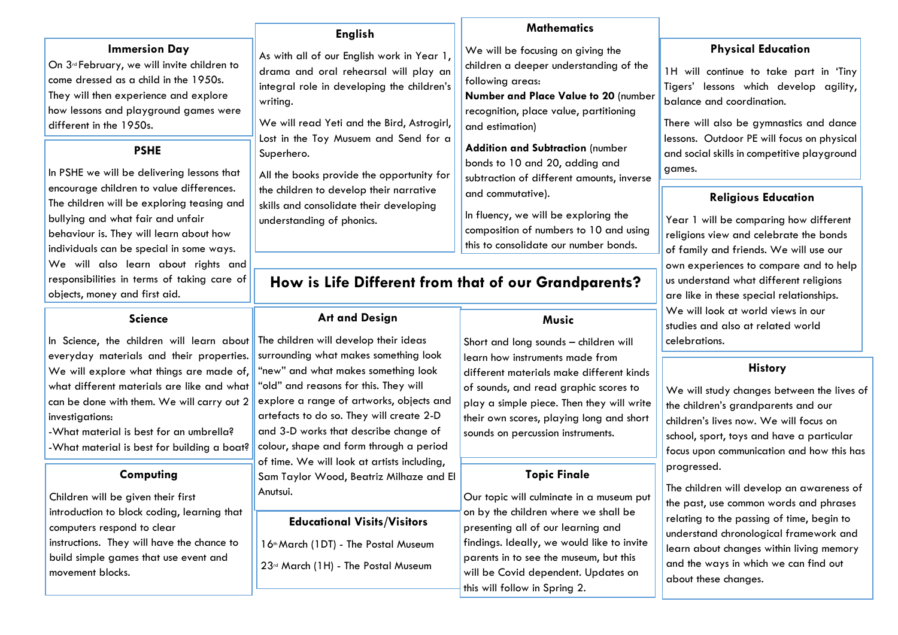# How is Life Different from that of our Grandparents?

## Immersion Day

On 3rd February, we will invite children to come dressed as a child in the 1950s. They will then experience and explore how lessons and playground games were different in the 1950s.

## PSHE

In PSHE we will be delivering lessons that encourage children to value differences. The children will be exploring teasing and bullying and what fair and unfair behaviour is. They will learn about how individuals can be special in some ways. We will also learn about rights and responsibilities in terms of taking care of objects, money and first aid.

## Science

In Science, the children will learn about everyday materials and their properties. We will explore what things are made of, what different materials are like and what can be done with them. We will carry out 2 investigations:

-What material is best for an umbrella?

-What material is best for building a boat?

## Computing

Children will be given their first introduction to block coding, learning that computers respond to clear instructions. They will have the chance to build simple games that use event and movement blocks.

## English

As with all of our English work in Year 1, drama and oral rehearsal will play an integral role in developing the children's writing.

We will read Yeti and the Bird, Astrogirl, Lost in the Toy Musuem and Send for a Superhero.

All the books provide the opportunity for the children to develop their narrative skills and consolidate their developing understanding of phonics.

## Mathematics

We will be focusing on giving the children a deeper understanding of the following areas:

**Number and Place Value to 20** (number recognition, place value, partitioning and estimation)

**Addition and Subtraction** (number bonds to 10 and 20, adding and subtraction of different amounts, inverse and commutative).

In fluency, we will be exploring the composition of numbers to 10 and using this to consolidate our number bonds.

## Art and Design

The children will develop their ideas surrounding what makes something look "new" and what makes something look "old" and reasons for this. They will explore a range of artworks, objects and artefacts to do so. They will create 2-D and 3-D works that describe change of colour, shape and form through a period of time. We will look at artists including, Sam Taylor Wood, Beatriz Milhaze and El Anutsui.

## Educational Visits/Visitors

16th March (1DT) - The Postal Museum

23rd March (1H) - The Postal Museum

## Music

Short and long sounds – children will learn how instruments made from different materials make different kinds of sounds, and read graphic scores to play a simple piece. Then they will write their own scores, playing long and short sounds on percussion instruments.

## Topic Finale

Our topic will culminate in a museum put on by the children where we shall be presenting all of our learning and findings. Ideally, we would like to invite parents in to see the museum, but this will be Covid dependent. Updates on this will follow in Spring 2.

## Physical Education

1H will continue to take part in 'Tiny Tigers' lessons which develop agility, balance and coordination.

There will also be gymnastics and dance lessons. Outdoor PE will focus on physical and social skills in competitive playground games.

## Religious Education

Year 1 will be comparing how different religions view and celebrate the bonds of family and friends. We will use our own experiences to compare and to help us understand what different religions are like in these special relationships. We will look at world views in our studies and also at related world celebrations.

## History

We will study changes between the lives of the children's grandparents and our children's lives now. We will focus on school, sport, toys and have a particular focus upon communication and how this has progressed.

The children will develop an awareness of the past, use common words and phrases relating to the passing of time, begin to understand chronological framework and learn about changes within living memory and the ways in which we can find out about these changes.